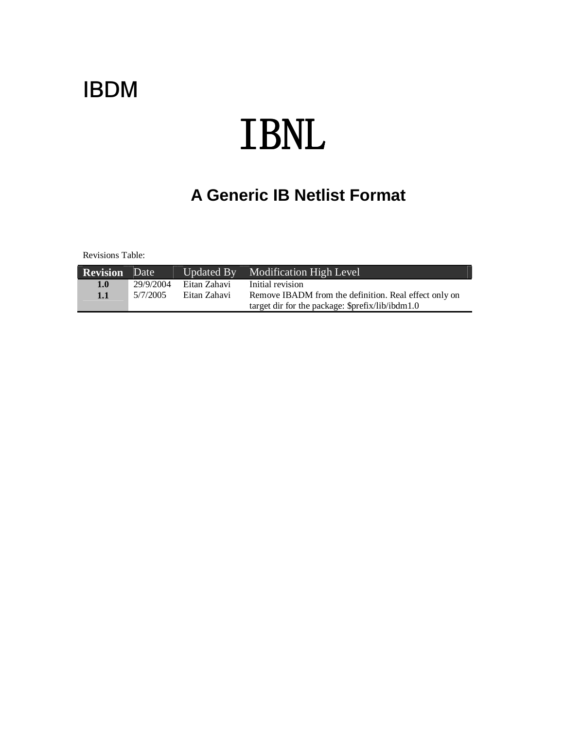IBDM

# IBNL

## A Generic IB Netlist Format

Revisions Table:

| Revision | Date | Updated By | Modification High Level |
|---|---|---|---|
| **1.0** | 29/9/2004 | Eitan Zahavi | Initial revision |
| **1.1** | 5/7/2005 | Eitan Zahavi | Remove IBADM from the definition. Real effect only on target dir for the package: $prefix/lib/ibdm1.0 |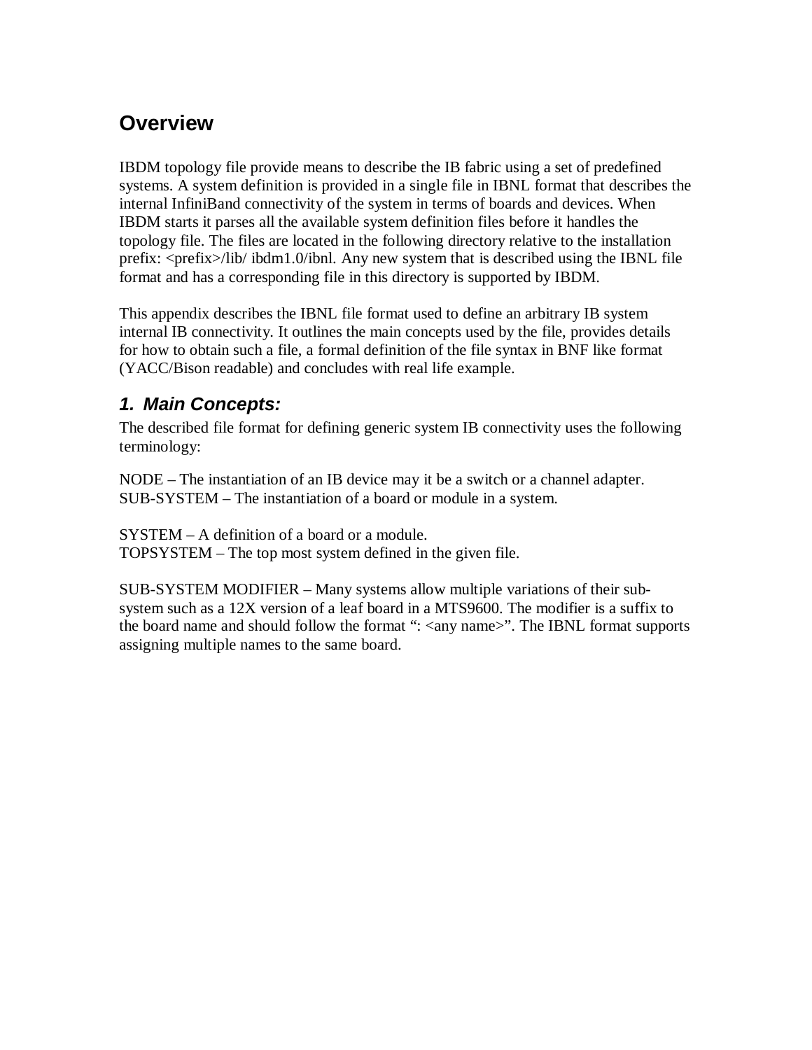# Overview

IBDM topology file provide means to describe the IB fabric using a set of predefined systems. A system definition is provided in a single file in IBNL format that describes the internal InfiniBand connectivity of the system in terms of boards and devices. When IBDM starts it parses all the available system definition files before it handles the topology file. The files are located in the following directory relative to the installation prefix: <prefix>/lib/ ibdm1.0/ibnl. Any new system that is described using the IBNL file format and has a corresponding file in this directory is supported by IBDM.

This appendix describes the IBNL file format used to define an arbitrary IB system internal IB connectivity. It outlines the main concepts used by the file, provides details for how to obtain such a file, a formal definition of the file syntax in BNF like format (YACC/Bison readable) and concludes with real life example.

## *1. Main Concepts:*

The described file format for defining generic system IB connectivity uses the following terminology:

NODE – The instantiation of an IB device may it be a switch or a channel adapter.
SUB-SYSTEM – The instantiation of a board or module in a system.

SYSTEM – A definition of a board or a module.
TOPSYSTEM – The top most system defined in the given file.

SUB-SYSTEM MODIFIER – Many systems allow multiple variations of their sub-system such as a 12X version of a leaf board in a MTS9600. The modifier is a suffix to the board name and should follow the format ": <any name>". The IBNL format supports assigning multiple names to the same board.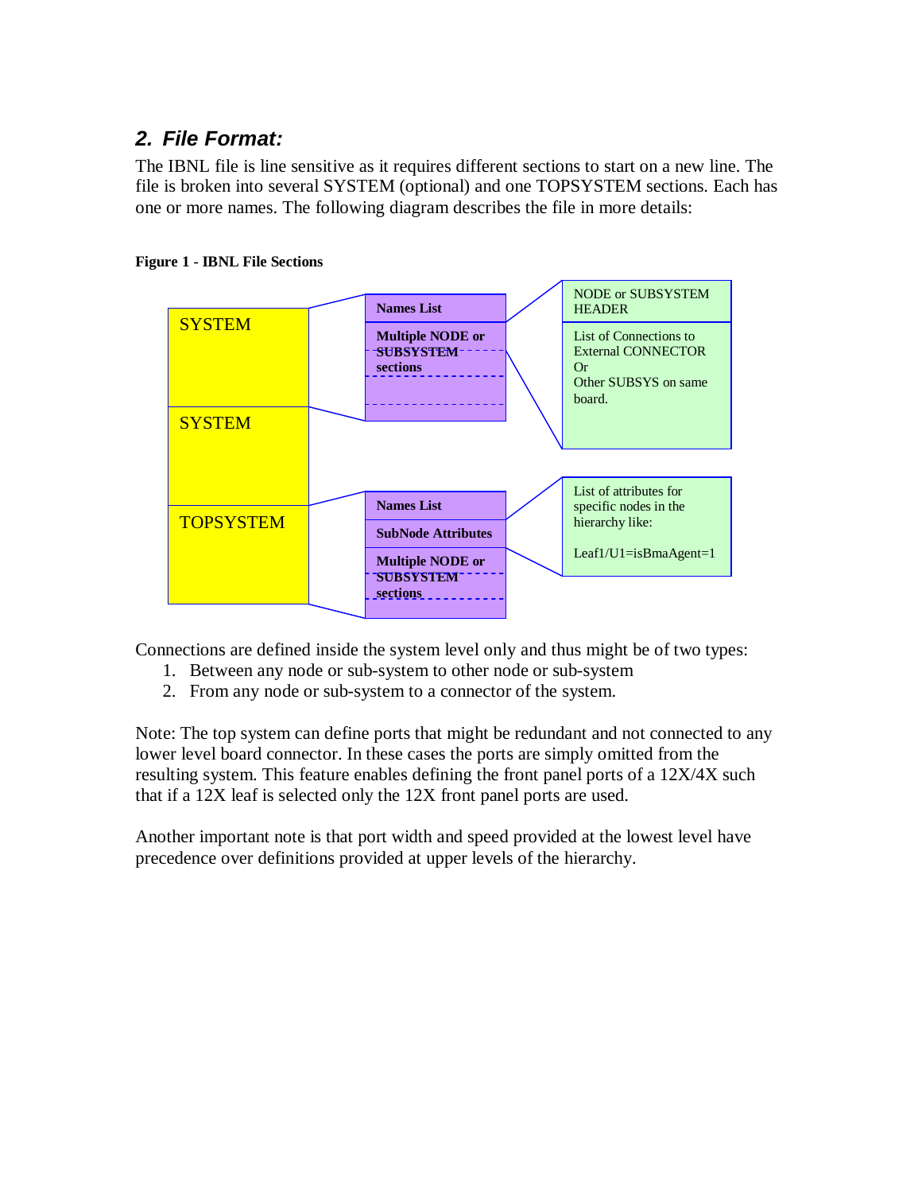## 2. File Format:

The IBNL file is line sensitive as it requires different sections to start on a new line. The file is broken into several SYSTEM (optional) and one TOPSYSTEM sections. Each has one or more names. The following diagram describes the file in more details:

**Figure 1 - IBNL File Sections**

SYSTEM

SYSTEM

TOPSYSTEM

**Names List**

**Multiple NODE or SUBSYSTEM sections**

NODE or SUBSYSTEM HEADER

List of Connections to External CONNECTOR Or Other SUBSYS on same board.

**Names List**

**SubNode Attributes**

**Multiple NODE or SUBSYSTEM sections**

List of attributes for specific nodes in the hierarchy like:

Leaf1/U1=isBmaAgent=1

Connections are defined inside the system level only and thus might be of two types:

1. Between any node or sub-system to other node or sub-system
2. From any node or sub-system to a connector of the system.

Note: The top system can define ports that might be redundant and not connected to any lower level board connector. In these cases the ports are simply omitted from the resulting system. This feature enables defining the front panel ports of a 12X/4X such that if a 12X leaf is selected only the 12X front panel ports are used.

Another important note is that port width and speed provided at the lowest level have precedence over definitions provided at upper levels of the hierarchy.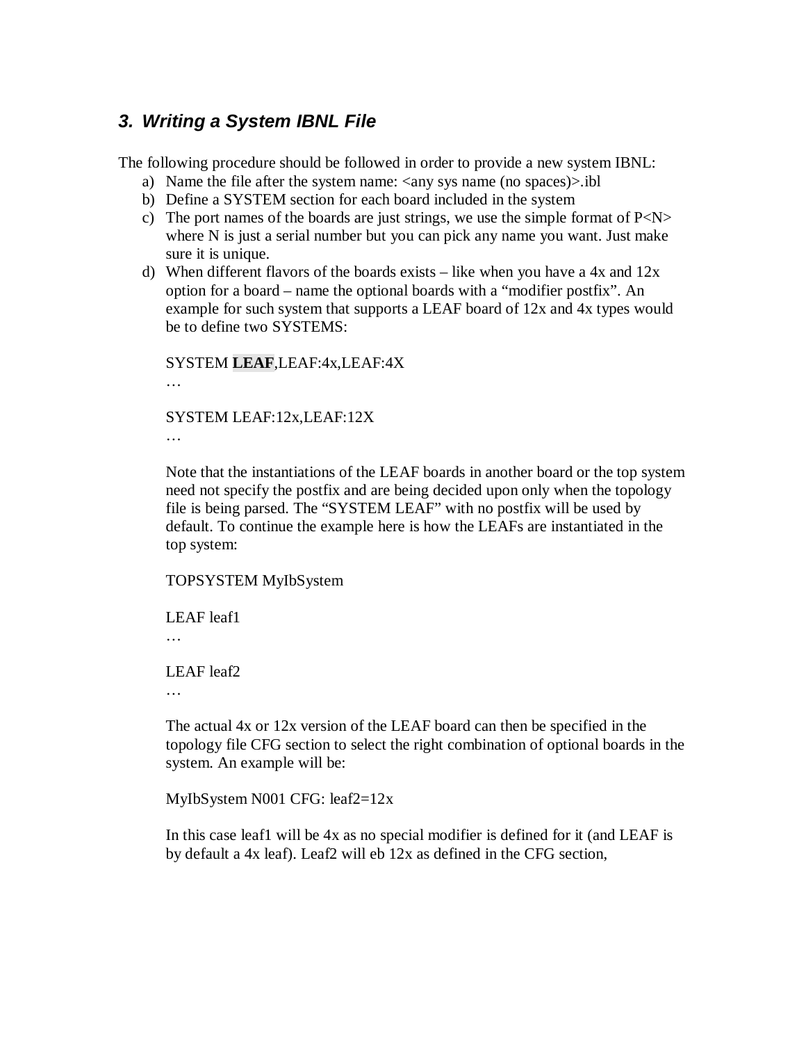### 3. *Writing a System IBNL File*

The following procedure should be followed in order to provide a new system IBNL:

a) Name the file after the system name: <any sys name (no spaces)>.ibl
b) Define a SYSTEM section for each board included in the system
c) The port names of the boards are just strings, we use the simple format of P<N> where N is just a serial number but you can pick any name you want. Just make sure it is unique.
d) When different flavors of the boards exists – like when you have a 4x and 12x option for a board – name the optional boards with a "modifier postfix". An example for such system that supports a LEAF board of 12x and 4x types would be to define two SYSTEMS:

   SYSTEM **LEAF**,LEAF:4x,LEAF:4X
   …

   SYSTEM LEAF:12x,LEAF:12X
   …

   Note that the instantiations of the LEAF boards in another board or the top system need not specify the postfix and are being decided upon only when the topology file is being parsed. The "SYSTEM LEAF" with no postfix will be used by default. To continue the example here is how the LEAFs are instantiated in the top system:

   TOPSYSTEM MyIbSystem

   LEAF leaf1
   …

   LEAF leaf2
   …

   The actual 4x or 12x version of the LEAF board can then be specified in the topology file CFG section to select the right combination of optional boards in the system. An example will be:

   MyIbSystem N001 CFG: leaf2=12x

   In this case leaf1 will be 4x as no special modifier is defined for it (and LEAF is by default a 4x leaf). Leaf2 will eb 12x as defined in the CFG section,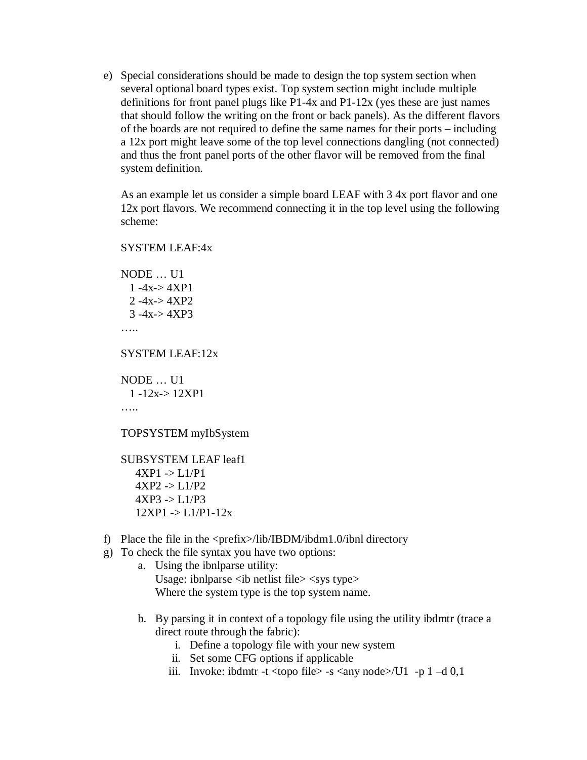e) Special considerations should be made to design the top system section when several optional board types exist. Top system section might include multiple definitions for front panel plugs like P1-4x and P1-12x (yes these are just names that should follow the writing on the front or back panels). As the different flavors of the boards are not required to define the same names for their ports – including a 12x port might leave some of the top level connections dangling (not connected) and thus the front panel ports of the other flavor will be removed from the final system definition.

   As an example let us consider a simple board LEAF with 3 4x port flavor and one 12x port flavors. We recommend connecting it in the top level using the following scheme:

```
SYSTEM LEAF:4x

NODE … U1
  1 -4x-> 4XP1
  2 -4x-> 4XP2
  3 -4x-> 4XP3
…..

SYSTEM LEAF:12x

NODE … U1
  1 -12x-> 12XP1
…..

TOPSYSTEM myIbSystem

SUBSYSTEM LEAF leaf1
    4XP1 -> L1/P1
    4XP2 -> L1/P2
    4XP3 -> L1/P3
    12XP1 -> L1/P1-12x
```

f) Place the file in the <prefix>/lib/IBDM/ibdm1.0/ibnl directory
g) To check the file syntax you have two options:
   a. Using the ibnlparse utility:
      Usage: ibnlparse <ib netlist file> <sys type>
      Where the system type is the top system name.

   b. By parsing it in context of a topology file using the utility ibdmtr (trace a direct route through the fabric):
      i. Define a topology file with your new system
      ii. Set some CFG options if applicable
      iii. Invoke: ibdmtr -t <topo file> -s <any node>/U1 -p 1 –d 0,1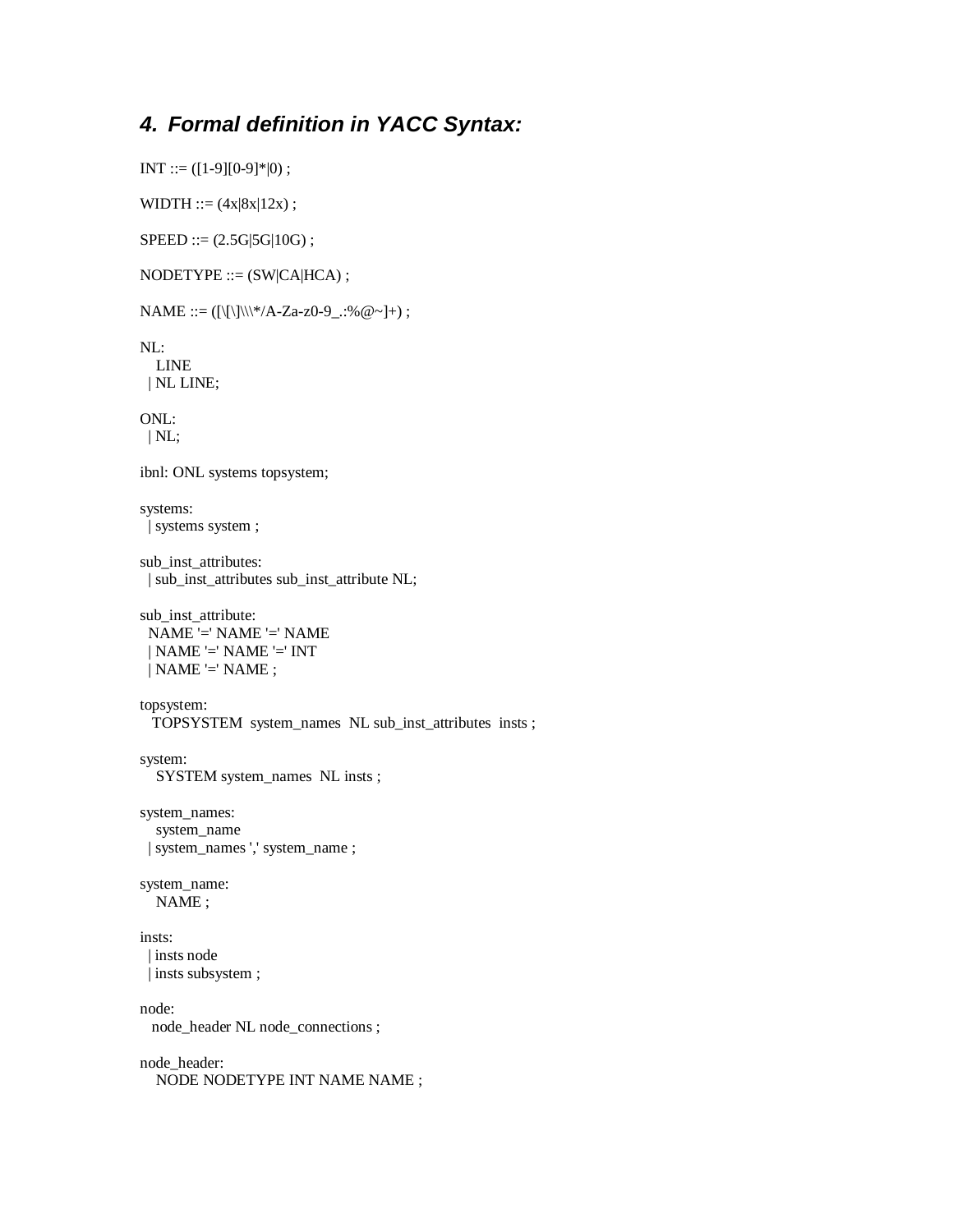## 4. Formal definition in YACC Syntax:

```
INT ::= ([1-9][0-9]*|0) ;

WIDTH ::= (4x|8x|12x) ;

SPEED ::= (2.5G|5G|10G) ;

NODETYPE ::= (SW|CA|HCA) ;

NAME ::= ([\[\]\\\*/A-Za-z0-9_.:%@~]+) ;

NL:
    LINE
  | NL LINE;

ONL:
  | NL;

ibnl: ONL systems topsystem;

systems:
  | systems system ;

sub_inst_attributes:
  | sub_inst_attributes sub_inst_attribute NL;

sub_inst_attribute:
   NAME '=' NAME '=' NAME
  | NAME '=' NAME '=' INT
  | NAME '=' NAME ;

topsystem:
   TOPSYSTEM  system_names  NL sub_inst_attributes  insts ;

system:
    SYSTEM system_names  NL insts ;

system_names:
    system_name
  | system_names ',' system_name ;

system_name:
    NAME ;

insts:
  | insts node
  | insts subsystem ;

node:
   node_header NL node_connections ;

node_header:
    NODE NODETYPE INT NAME NAME ;
```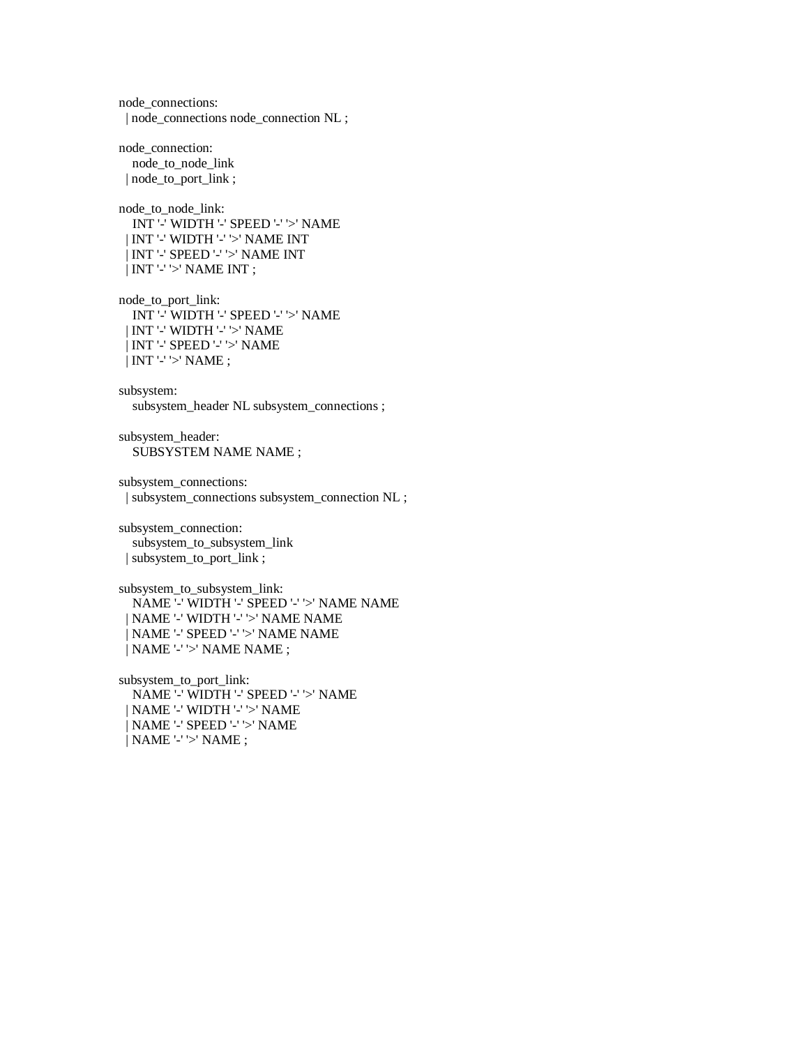```
node_connections:
  | node_connections node_connection NL ;

node_connection:
    node_to_node_link
  | node_to_port_link ;

node_to_node_link:
    INT '-' WIDTH '-' SPEED '-' '>' NAME
  | INT '-' WIDTH '-' '>' NAME INT
  | INT '-' SPEED '-' '>' NAME INT
  | INT '-' '>' NAME INT ;

node_to_port_link:
    INT '-' WIDTH '-' SPEED '-' '>' NAME
  | INT '-' WIDTH '-' '>' NAME
  | INT '-' SPEED '-' '>' NAME
  | INT '-' '>' NAME ;

subsystem:
    subsystem_header NL subsystem_connections ;

subsystem_header:
    SUBSYSTEM NAME NAME ;

subsystem_connections:
  | subsystem_connections subsystem_connection NL ;

subsystem_connection:
    subsystem_to_subsystem_link
  | subsystem_to_port_link ;

subsystem_to_subsystem_link:
    NAME '-' WIDTH '-' SPEED '-' '>' NAME NAME
  | NAME '-' WIDTH '-' '>' NAME NAME
  | NAME '-' SPEED '-' '>' NAME NAME
  | NAME '-' '>' NAME NAME ;

subsystem_to_port_link:
    NAME '-' WIDTH '-' SPEED '-' '>' NAME
  | NAME '-' WIDTH '-' '>' NAME
  | NAME '-' SPEED '-' '>' NAME
  | NAME '-' '>' NAME ;
```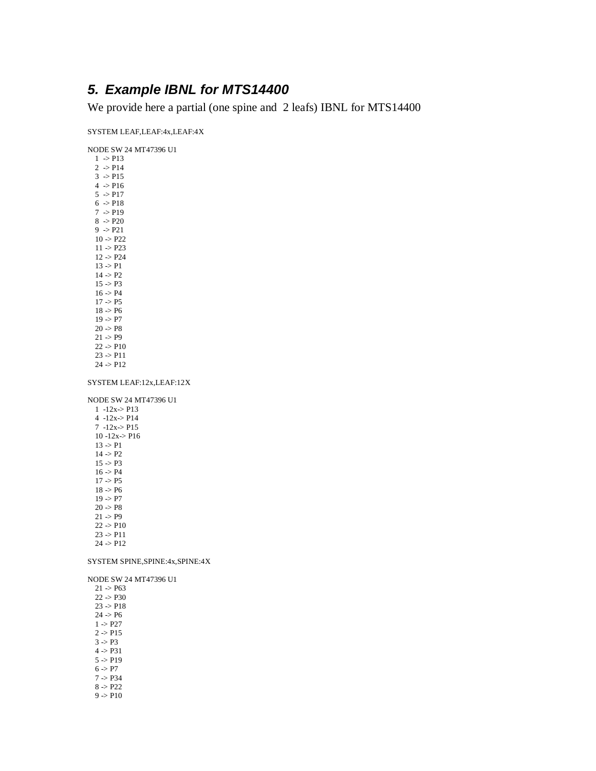## 5. Example IBNL for MTS14400

We provide here a partial (one spine and 2 leafs) IBNL for MTS14400

```
SYSTEM LEAF,LEAF:4x,LEAF:4X

NODE SW 24 MT47396 U1
   1  -> P13
   2  -> P14
   3  -> P15
   4  -> P16
   5  -> P17
   6  -> P18
   7  -> P19
   8  -> P20
   9  -> P21
   10 -> P22
   11 -> P23
   12 -> P24
   13 -> P1
   14 -> P2
   15 -> P3
   16 -> P4
   17 -> P5
   18 -> P6
   19 -> P7
   20 -> P8
   21 -> P9
   22 -> P10
   23 -> P11
   24 -> P12

SYSTEM LEAF:12x,LEAF:12X

NODE SW 24 MT47396 U1
   1  -12x-> P13
   4  -12x-> P14
   7  -12x-> P15
   10 -12x-> P16
   13 -> P1
   14 -> P2
   15 -> P3
   16 -> P4
   17 -> P5
   18 -> P6
   19 -> P7
   20 -> P8
   21 -> P9
   22 -> P10
   23 -> P11
   24 -> P12

SYSTEM SPINE,SPINE:4x,SPINE:4X

NODE SW 24 MT47396 U1
   21 -> P63
   22 -> P30
   23 -> P18
   24 -> P6
   1 -> P27
   2 -> P15
   3 -> P3
   4 -> P31
   5 -> P19
   6 -> P7
   7 -> P34
   8 -> P22
   9 -> P10
```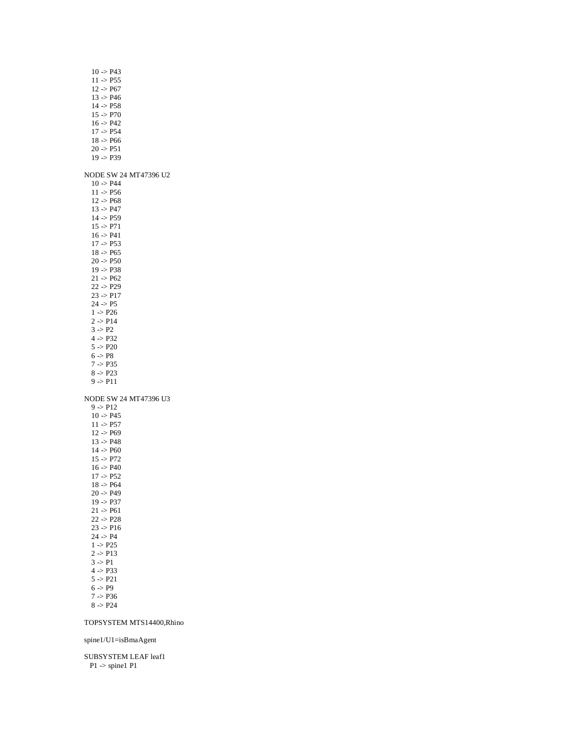```
   10 -> P43
   11 -> P55
   12 -> P67
   13 -> P46
   14 -> P58
   15 -> P70
   16 -> P42
   17 -> P54
   18 -> P66
   20 -> P51
   19 -> P39

NODE SW 24 MT47396 U2
   10 -> P44
   11 -> P56
   12 -> P68
   13 -> P47
   14 -> P59
   15 -> P71
   16 -> P41
   17 -> P53
   18 -> P65
   20 -> P50
   19 -> P38
   21 -> P62
   22 -> P29
   23 -> P17
   24 -> P5
   1 -> P26
   2 -> P14
   3 -> P2
   4 -> P32
   5 -> P20
   6 -> P8
   7 -> P35
   8 -> P23
   9 -> P11

NODE SW 24 MT47396 U3
   9 -> P12
   10 -> P45
   11 -> P57
   12 -> P69
   13 -> P48
   14 -> P60
   15 -> P72
   16 -> P40
   17 -> P52
   18 -> P64
   20 -> P49
   19 -> P37
   21 -> P61
   22 -> P28
   23 -> P16
   24 -> P4
   1 -> P25
   2 -> P13
   3 -> P1
   4 -> P33
   5 -> P21
   6 -> P9
   7 -> P36
   8 -> P24

TOPSYSTEM MTS14400,Rhino

spine1/U1=isBmaAgent

SUBSYSTEM LEAF leaf1
  P1 -> spine1 P1
```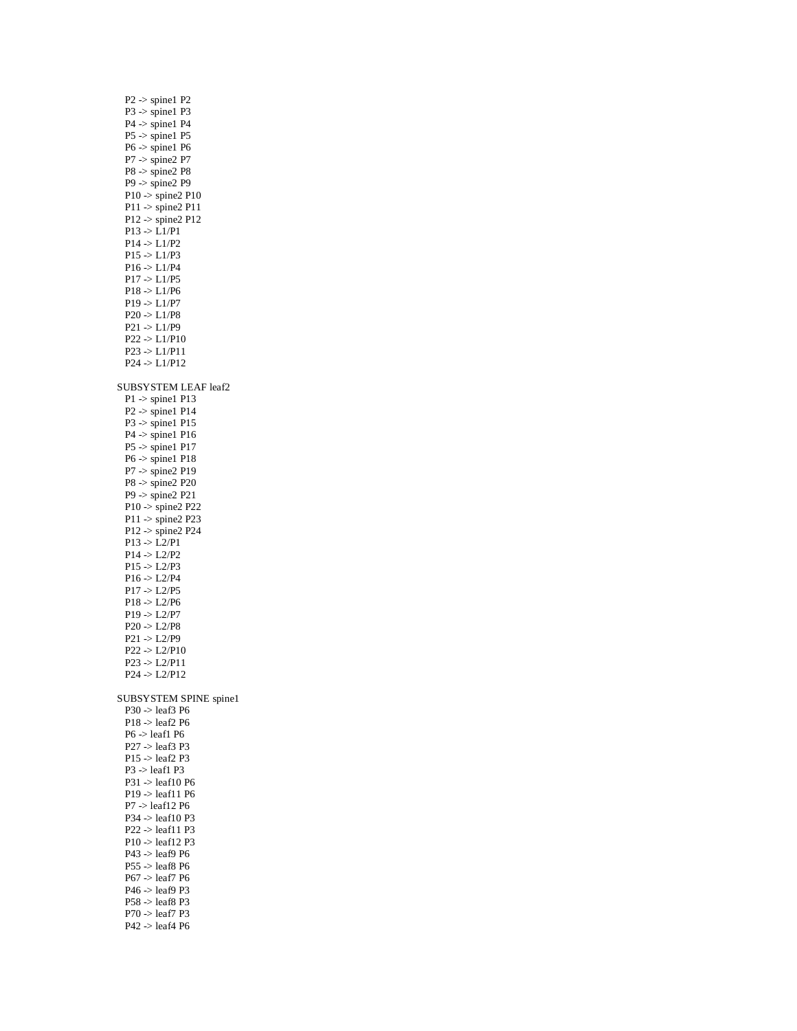P2 -> spine1 P2
P3 -> spine1 P3
P4 -> spine1 P4
P5 -> spine1 P5
P6 -> spine1 P6
P7 -> spine2 P7
P8 -> spine2 P8
P9 -> spine2 P9
P10 -> spine2 P10
P11 -> spine2 P11
P12 -> spine2 P12
P13 -> L1/P1
P14 -> L1/P2
P15 -> L1/P3
P16 -> L1/P4
P17 -> L1/P5
P18 -> L1/P6
P19 -> L1/P7
P20 -> L1/P8
P21 -> L1/P9
P22 -> L1/P10
P23 -> L1/P11
P24 -> L1/P12

SUBSYSTEM LEAF leaf2
P1 -> spine1 P13
P2 -> spine1 P14
P3 -> spine1 P15
P4 -> spine1 P16
P5 -> spine1 P17
P6 -> spine1 P18
P7 -> spine2 P19
P8 -> spine2 P20
P9 -> spine2 P21
P10 -> spine2 P22
P11 -> spine2 P23
P12 -> spine2 P24
P13 -> L2/P1
P14 -> L2/P2
P15 -> L2/P3
P16 -> L2/P4
P17 -> L2/P5
P18 -> L2/P6
P19 -> L2/P7
P20 -> L2/P8
P21 -> L2/P9
P22 -> L2/P10
P23 -> L2/P11
P24 -> L2/P12

SUBSYSTEM SPINE spine1
P30 -> leaf3 P6
P18 -> leaf2 P6
P6 -> leaf1 P6
P27 -> leaf3 P3
P15 -> leaf2 P3
P3 -> leaf1 P3
P31 -> leaf10 P6
P19 -> leaf11 P6
P7 -> leaf12 P6
P34 -> leaf10 P3
P22 -> leaf11 P3
P10 -> leaf12 P3
P43 -> leaf9 P6
P55 -> leaf8 P6
P67 -> leaf7 P6
P46 -> leaf9 P3
P58 -> leaf8 P3
P70 -> leaf7 P3
P42 -> leaf4 P6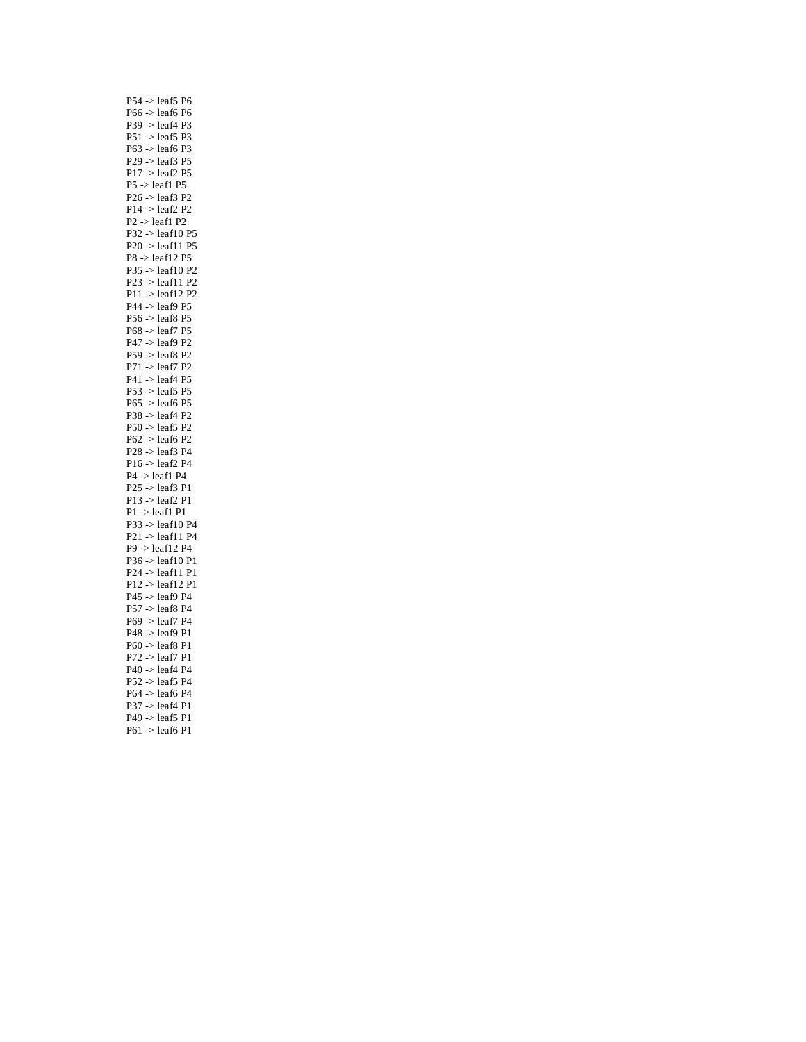P54 -> leaf5 P6
P66 -> leaf6 P6
P39 -> leaf4 P3
P51 -> leaf5 P3
P63 -> leaf6 P3
P29 -> leaf3 P5
P17 -> leaf2 P5
P5 -> leaf1 P5
P26 -> leaf3 P2
P14 -> leaf2 P2
P2 -> leaf1 P2
P32 -> leaf10 P5
P20 -> leaf11 P5
P8 -> leaf12 P5
P35 -> leaf10 P2
P23 -> leaf11 P2
P11 -> leaf12 P2
P44 -> leaf9 P5
P56 -> leaf8 P5
P68 -> leaf7 P5
P47 -> leaf9 P2
P59 -> leaf8 P2
P71 -> leaf7 P2
P41 -> leaf4 P5
P53 -> leaf5 P5
P65 -> leaf6 P5
P38 -> leaf4 P2
P50 -> leaf5 P2
P62 -> leaf6 P2
P28 -> leaf3 P4
P16 -> leaf2 P4
P4 -> leaf1 P4
P25 -> leaf3 P1
P13 -> leaf2 P1
P1 -> leaf1 P1
P33 -> leaf10 P4
P21 -> leaf11 P4
P9 -> leaf12 P4
P36 -> leaf10 P1
P24 -> leaf11 P1
P12 -> leaf12 P1
P45 -> leaf9 P4
P57 -> leaf8 P4
P69 -> leaf7 P4
P48 -> leaf9 P1
P60 -> leaf8 P1
P72 -> leaf7 P1
P40 -> leaf4 P4
P52 -> leaf5 P4
P64 -> leaf6 P4
P37 -> leaf4 P1
P49 -> leaf5 P1
P61 -> leaf6 P1